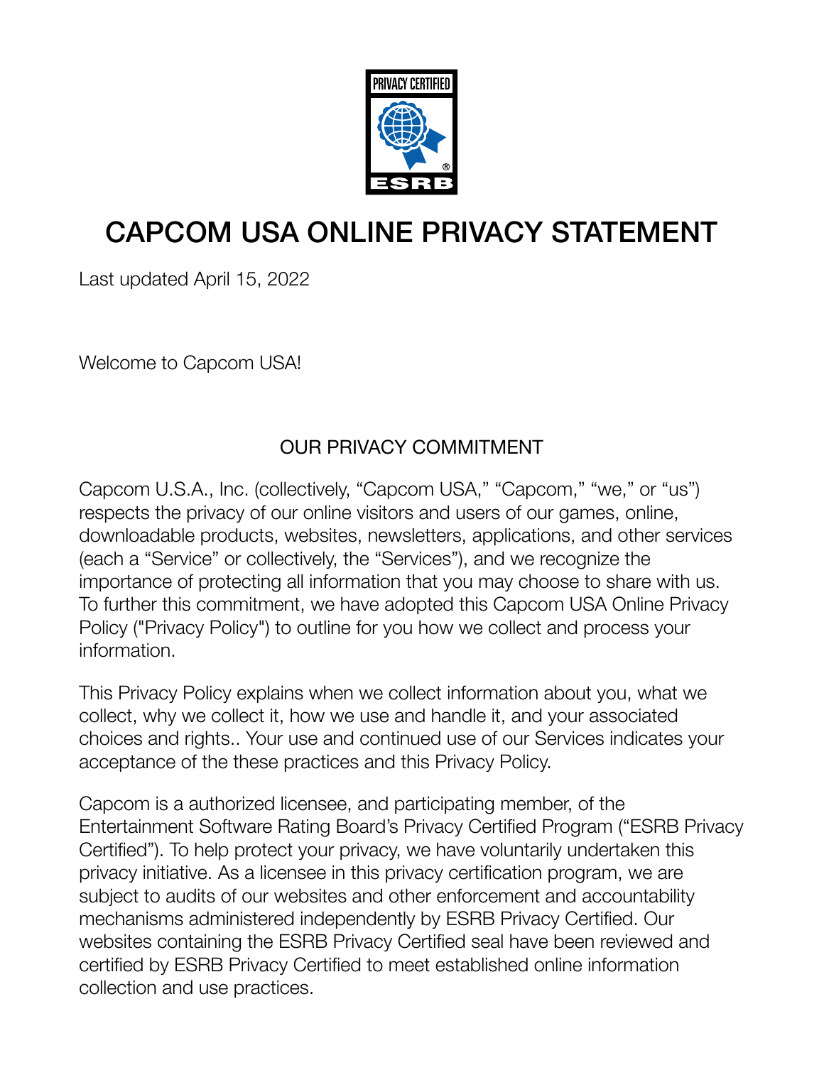PRIVACY CERTIFIED ESRB

# CAPCOM USA ONLINE PRIVACY STATEMENT

Last updated April 15, 2022

Welcome to Capcom USA!

## OUR PRIVACY COMMITMENT

Capcom U.S.A., Inc. (collectively, “Capcom USA,” “Capcom,” “we,” or “us”) respects the privacy of our online visitors and users of our games, online, downloadable products, websites, newsletters, applications, and other services (each a “Service” or collectively, the “Services”), and we recognize the importance of protecting all information that you may choose to share with us. To further this commitment, we have adopted this Capcom USA Online Privacy Policy ("Privacy Policy") to outline for you how we collect and process your information.

This Privacy Policy explains when we collect information about you, what we collect, why we collect it, how we use and handle it, and your associated choices and rights.. Your use and continued use of our Services indicates your acceptance of the these practices and this Privacy Policy.

Capcom is a authorized licensee, and participating member, of the Entertainment Software Rating Board’s Privacy Certified Program (“ESRB Privacy Certified”). To help protect your privacy, we have voluntarily undertaken this privacy initiative. As a licensee in this privacy certification program, we are subject to audits of our websites and other enforcement and accountability mechanisms administered independently by ESRB Privacy Certified. Our websites containing the ESRB Privacy Certified seal have been reviewed and certified by ESRB Privacy Certified to meet established online information collection and use practices.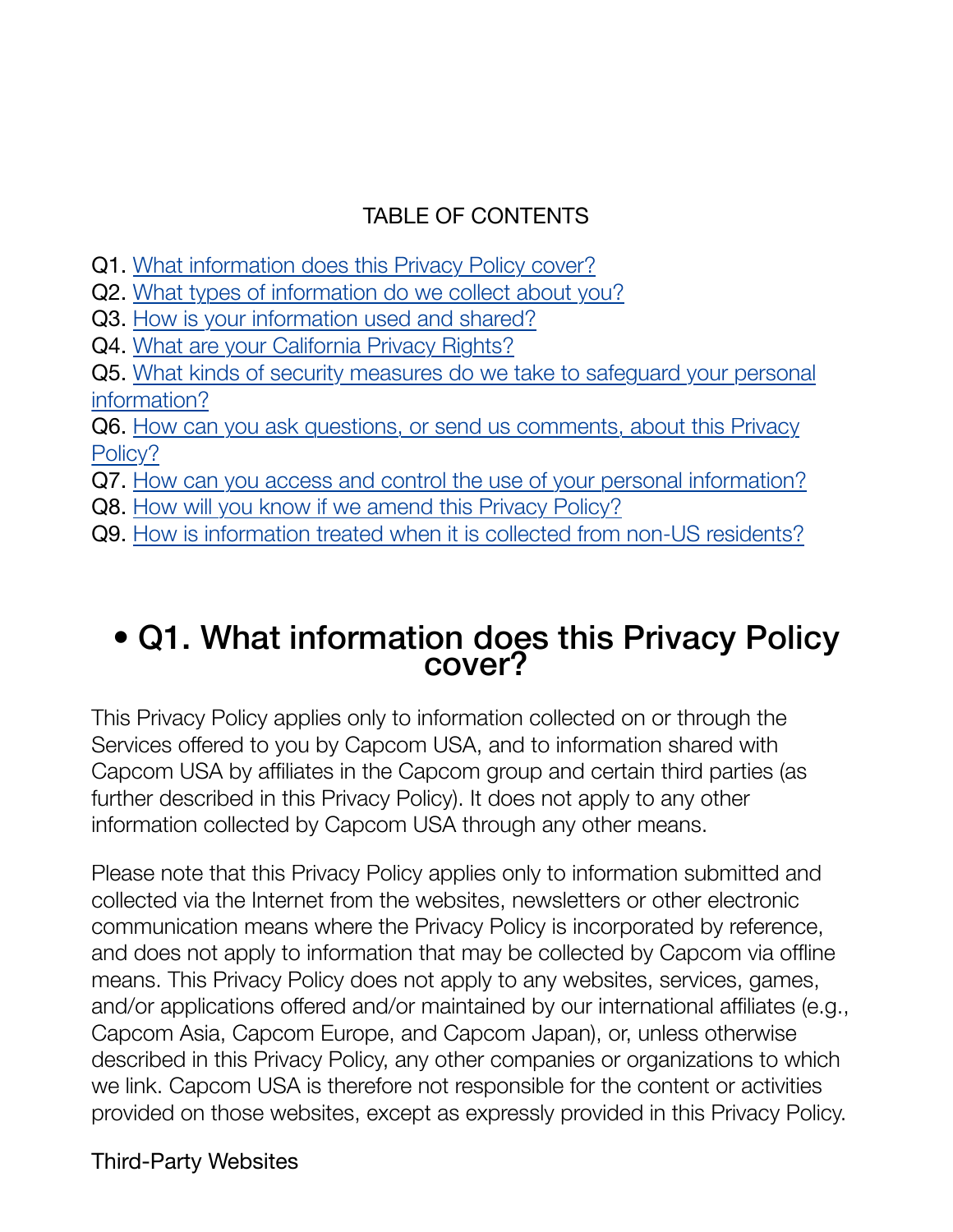TABLE OF CONTENTS

Q1. What information does this Privacy Policy cover?
Q2. What types of information do we collect about you?
Q3. How is your information used and shared?
Q4. What are your California Privacy Rights?
Q5. What kinds of security measures do we take to safeguard your personal information?
Q6. How can you ask questions, or send us comments, about this Privacy Policy?
Q7. How can you access and control the use of your personal information?
Q8. How will you know if we amend this Privacy Policy?
Q9. How is information treated when it is collected from non-US residents?

## • Q1. What information does this Privacy Policy cover?

This Privacy Policy applies only to information collected on or through the Services offered to you by Capcom USA, and to information shared with Capcom USA by affiliates in the Capcom group and certain third parties (as further described in this Privacy Policy). It does not apply to any other information collected by Capcom USA through any other means.

Please note that this Privacy Policy applies only to information submitted and collected via the Internet from the websites, newsletters or other electronic communication means where the Privacy Policy is incorporated by reference, and does not apply to information that may be collected by Capcom via offline means. This Privacy Policy does not apply to any websites, services, games, and/or applications offered and/or maintained by our international affiliates (e.g., Capcom Asia, Capcom Europe, and Capcom Japan), or, unless otherwise described in this Privacy Policy, any other companies or organizations to which we link. Capcom USA is therefore not responsible for the content or activities provided on those websites, except as expressly provided in this Privacy Policy.

Third-Party Websites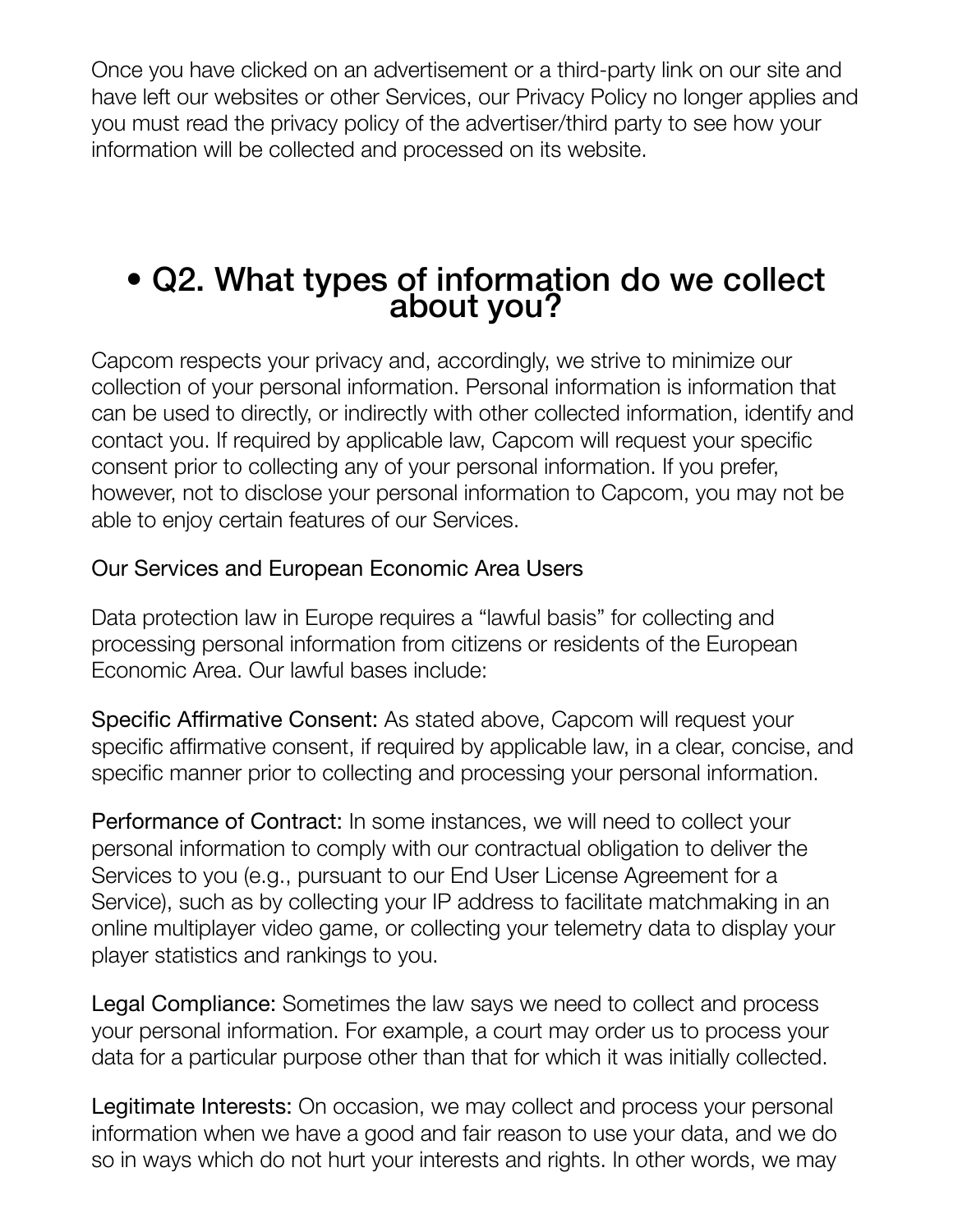Once you have clicked on an advertisement or a third-party link on our site and have left our websites or other Services, our Privacy Policy no longer applies and you must read the privacy policy of the advertiser/third party to see how your information will be collected and processed on its website.

## • Q2. What types of information do we collect about you?

Capcom respects your privacy and, accordingly, we strive to minimize our collection of your personal information. Personal information is information that can be used to directly, or indirectly with other collected information, identify and contact you. If required by applicable law, Capcom will request your specific consent prior to collecting any of your personal information. If you prefer, however, not to disclose your personal information to Capcom, you may not be able to enjoy certain features of our Services.

Our Services and European Economic Area Users

Data protection law in Europe requires a "lawful basis" for collecting and processing personal information from citizens or residents of the European Economic Area. Our lawful bases include:

Specific Affirmative Consent: As stated above, Capcom will request your specific affirmative consent, if required by applicable law, in a clear, concise, and specific manner prior to collecting and processing your personal information.

Performance of Contract: In some instances, we will need to collect your personal information to comply with our contractual obligation to deliver the Services to you (e.g., pursuant to our End User License Agreement for a Service), such as by collecting your IP address to facilitate matchmaking in an online multiplayer video game, or collecting your telemetry data to display your player statistics and rankings to you.

Legal Compliance: Sometimes the law says we need to collect and process your personal information. For example, a court may order us to process your data for a particular purpose other than that for which it was initially collected.

Legitimate Interests: On occasion, we may collect and process your personal information when we have a good and fair reason to use your data, and we do so in ways which do not hurt your interests and rights. In other words, we may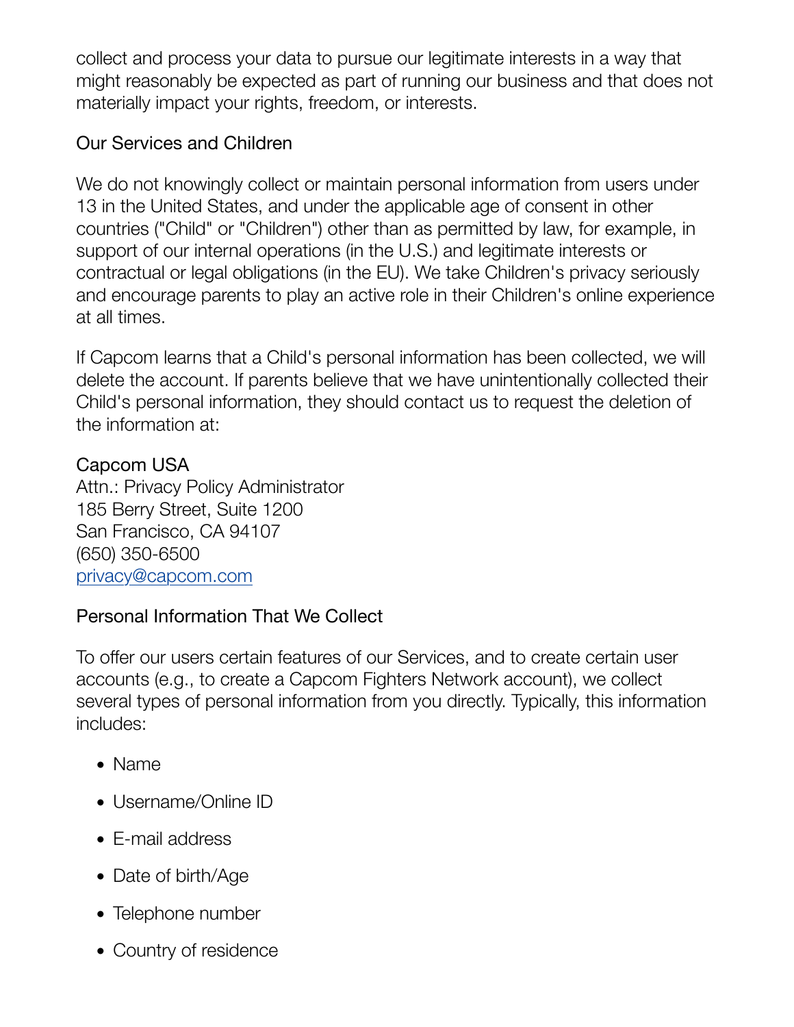collect and process your data to pursue our legitimate interests in a way that might reasonably be expected as part of running our business and that does not materially impact your rights, freedom, or interests.

## Our Services and Children

We do not knowingly collect or maintain personal information from users under 13 in the United States, and under the applicable age of consent in other countries ("Child" or "Children") other than as permitted by law, for example, in support of our internal operations (in the U.S.) and legitimate interests or contractual or legal obligations (in the EU). We take Children's privacy seriously and encourage parents to play an active role in their Children's online experience at all times.

If Capcom learns that a Child's personal information has been collected, we will delete the account. If parents believe that we have unintentionally collected their Child's personal information, they should contact us to request the deletion of the information at:

Capcom USA
Attn.: Privacy Policy Administrator
185 Berry Street, Suite 1200
San Francisco, CA 94107
(650) 350-6500
privacy@capcom.com

## Personal Information That We Collect

To offer our users certain features of our Services, and to create certain user accounts (e.g., to create a Capcom Fighters Network account), we collect several types of personal information from you directly. Typically, this information includes:

- Name
- Username/Online ID
- E-mail address
- Date of birth/Age
- Telephone number
- Country of residence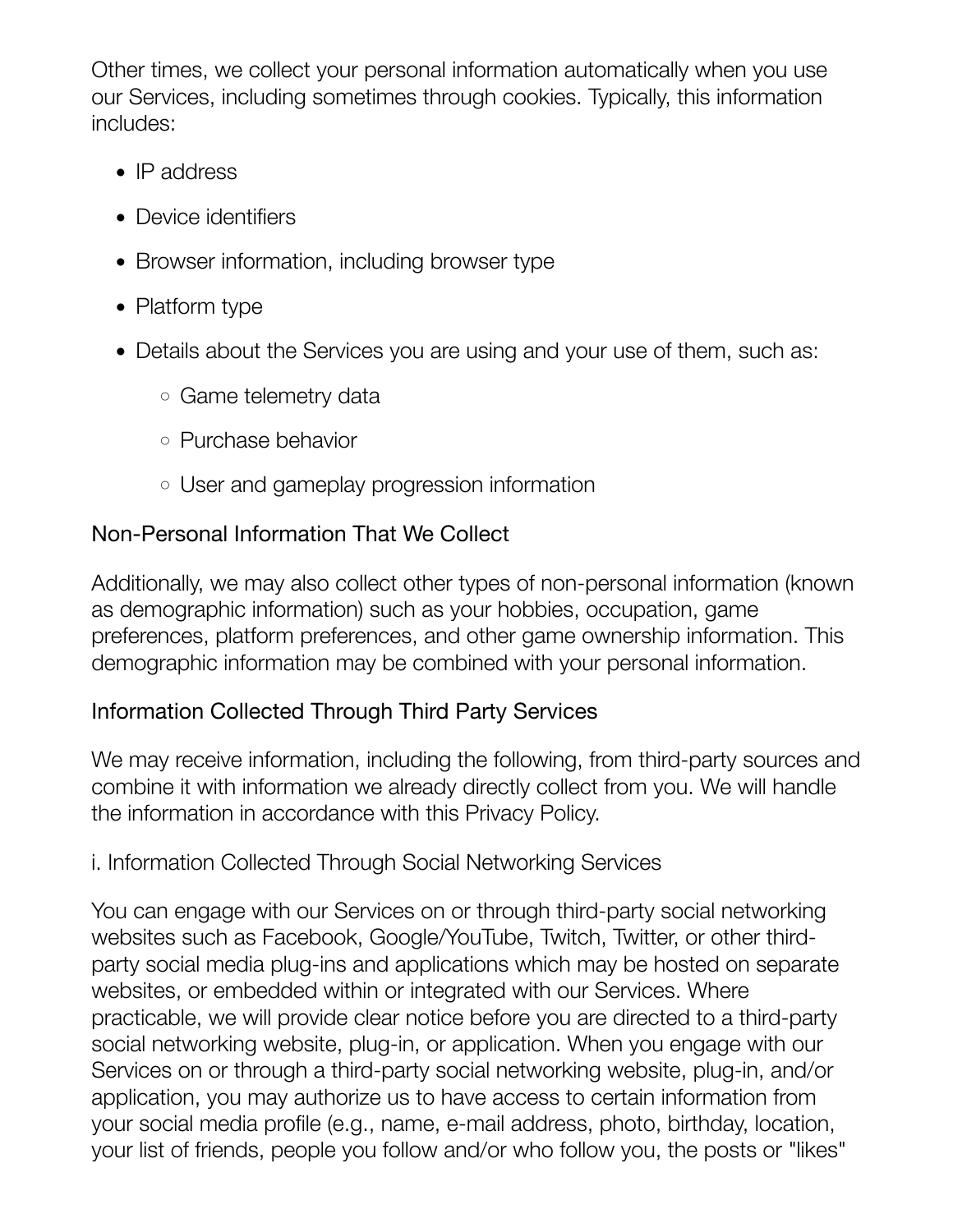Other times, we collect your personal information automatically when you use our Services, including sometimes through cookies. Typically, this information includes:

- IP address
- Device identifiers
- Browser information, including browser type
- Platform type
- Details about the Services you are using and your use of them, such as:
    - Game telemetry data
    - Purchase behavior
    - User and gameplay progression information

### Non-Personal Information That We Collect

Additionally, we may also collect other types of non-personal information (known as demographic information) such as your hobbies, occupation, game preferences, platform preferences, and other game ownership information. This demographic information may be combined with your personal information.

### Information Collected Through Third Party Services

We may receive information, including the following, from third-party sources and combine it with information we already directly collect from you. We will handle the information in accordance with this Privacy Policy.

#### i. Information Collected Through Social Networking Services

You can engage with our Services on or through third-party social networking websites such as Facebook, Google/YouTube, Twitch, Twitter, or other third-party social media plug-ins and applications which may be hosted on separate websites, or embedded within or integrated with our Services. Where practicable, we will provide clear notice before you are directed to a third-party social networking website, plug-in, or application. When you engage with our Services on or through a third-party social networking website, plug-in, and/or application, you may authorize us to have access to certain information from your social media profile (e.g., name, e-mail address, photo, birthday, location, your list of friends, people you follow and/or who follow you, the posts or "likes"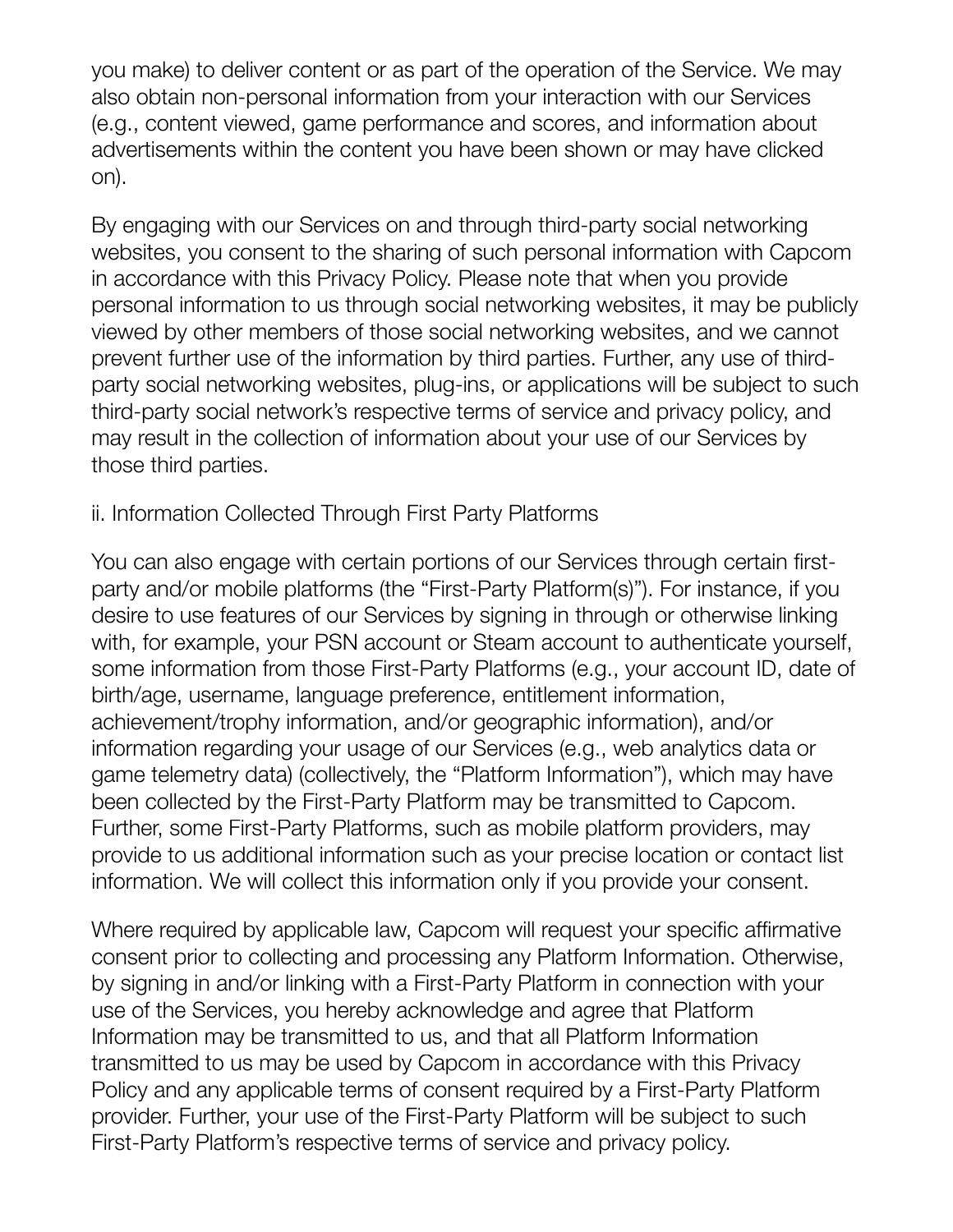you make) to deliver content or as part of the operation of the Service. We may also obtain non-personal information from your interaction with our Services (e.g., content viewed, game performance and scores, and information about advertisements within the content you have been shown or may have clicked on).

By engaging with our Services on and through third-party social networking websites, you consent to the sharing of such personal information with Capcom in accordance with this Privacy Policy. Please note that when you provide personal information to us through social networking websites, it may be publicly viewed by other members of those social networking websites, and we cannot prevent further use of the information by third parties. Further, any use of third-party social networking websites, plug-ins, or applications will be subject to such third-party social network's respective terms of service and privacy policy, and may result in the collection of information about your use of our Services by those third parties.

ii. Information Collected Through First Party Platforms

You can also engage with certain portions of our Services through certain first-party and/or mobile platforms (the "First-Party Platform(s)"). For instance, if you desire to use features of our Services by signing in through or otherwise linking with, for example, your PSN account or Steam account to authenticate yourself, some information from those First-Party Platforms (e.g., your account ID, date of birth/age, username, language preference, entitlement information, achievement/trophy information, and/or geographic information), and/or information regarding your usage of our Services (e.g., web analytics data or game telemetry data) (collectively, the "Platform Information"), which may have been collected by the First-Party Platform may be transmitted to Capcom. Further, some First-Party Platforms, such as mobile platform providers, may provide to us additional information such as your precise location or contact list information. We will collect this information only if you provide your consent.

Where required by applicable law, Capcom will request your specific affirmative consent prior to collecting and processing any Platform Information. Otherwise, by signing in and/or linking with a First-Party Platform in connection with your use of the Services, you hereby acknowledge and agree that Platform Information may be transmitted to us, and that all Platform Information transmitted to us may be used by Capcom in accordance with this Privacy Policy and any applicable terms of consent required by a First-Party Platform provider. Further, your use of the First-Party Platform will be subject to such First-Party Platform's respective terms of service and privacy policy.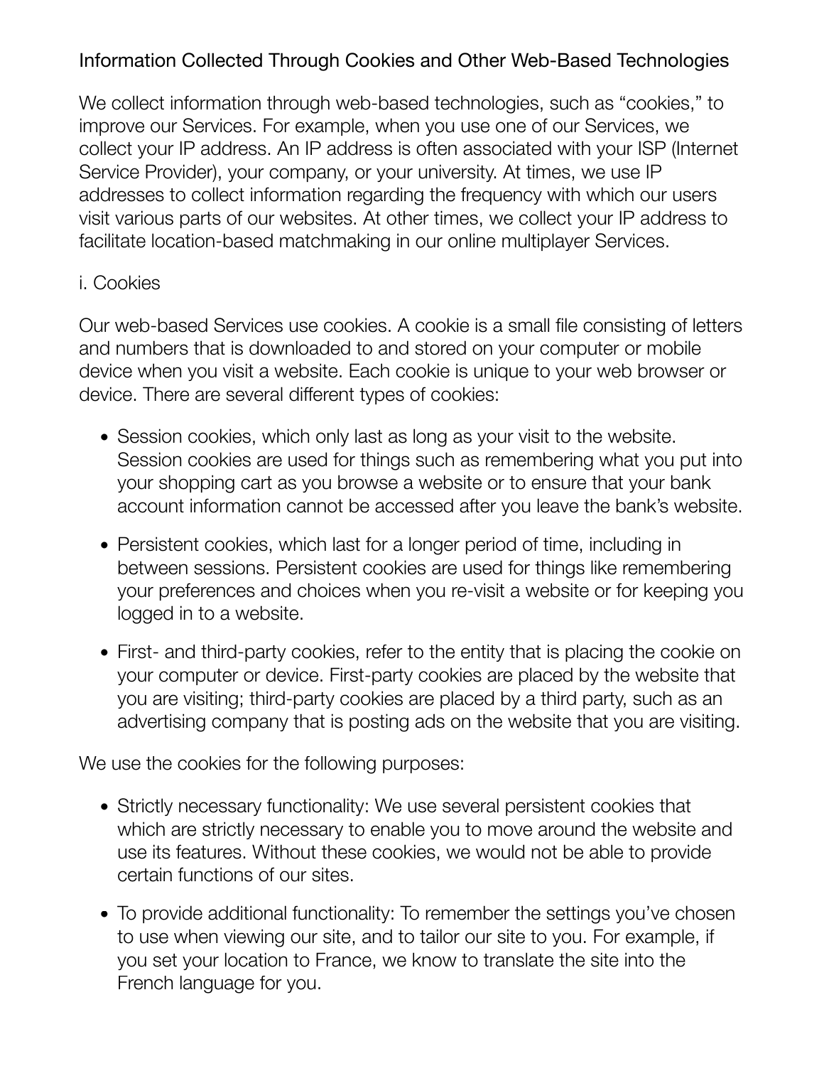## Information Collected Through Cookies and Other Web-Based Technologies

We collect information through web-based technologies, such as "cookies," to improve our Services. For example, when you use one of our Services, we collect your IP address. An IP address is often associated with your ISP (Internet Service Provider), your company, or your university. At times, we use IP addresses to collect information regarding the frequency with which our users visit various parts of our websites. At other times, we collect your IP address to facilitate location-based matchmaking in our online multiplayer Services.

### i. Cookies

Our web-based Services use cookies. A cookie is a small file consisting of letters and numbers that is downloaded to and stored on your computer or mobile device when you visit a website. Each cookie is unique to your web browser or device. There are several different types of cookies:

- Session cookies, which only last as long as your visit to the website. Session cookies are used for things such as remembering what you put into your shopping cart as you browse a website or to ensure that your bank account information cannot be accessed after you leave the bank's website.
- Persistent cookies, which last for a longer period of time, including in between sessions. Persistent cookies are used for things like remembering your preferences and choices when you re-visit a website or for keeping you logged in to a website.
- First- and third-party cookies, refer to the entity that is placing the cookie on your computer or device. First-party cookies are placed by the website that you are visiting; third-party cookies are placed by a third party, such as an advertising company that is posting ads on the website that you are visiting.

We use the cookies for the following purposes:

- Strictly necessary functionality: We use several persistent cookies that which are strictly necessary to enable you to move around the website and use its features. Without these cookies, we would not be able to provide certain functions of our sites.
- To provide additional functionality: To remember the settings you've chosen to use when viewing our site, and to tailor our site to you. For example, if you set your location to France, we know to translate the site into the French language for you.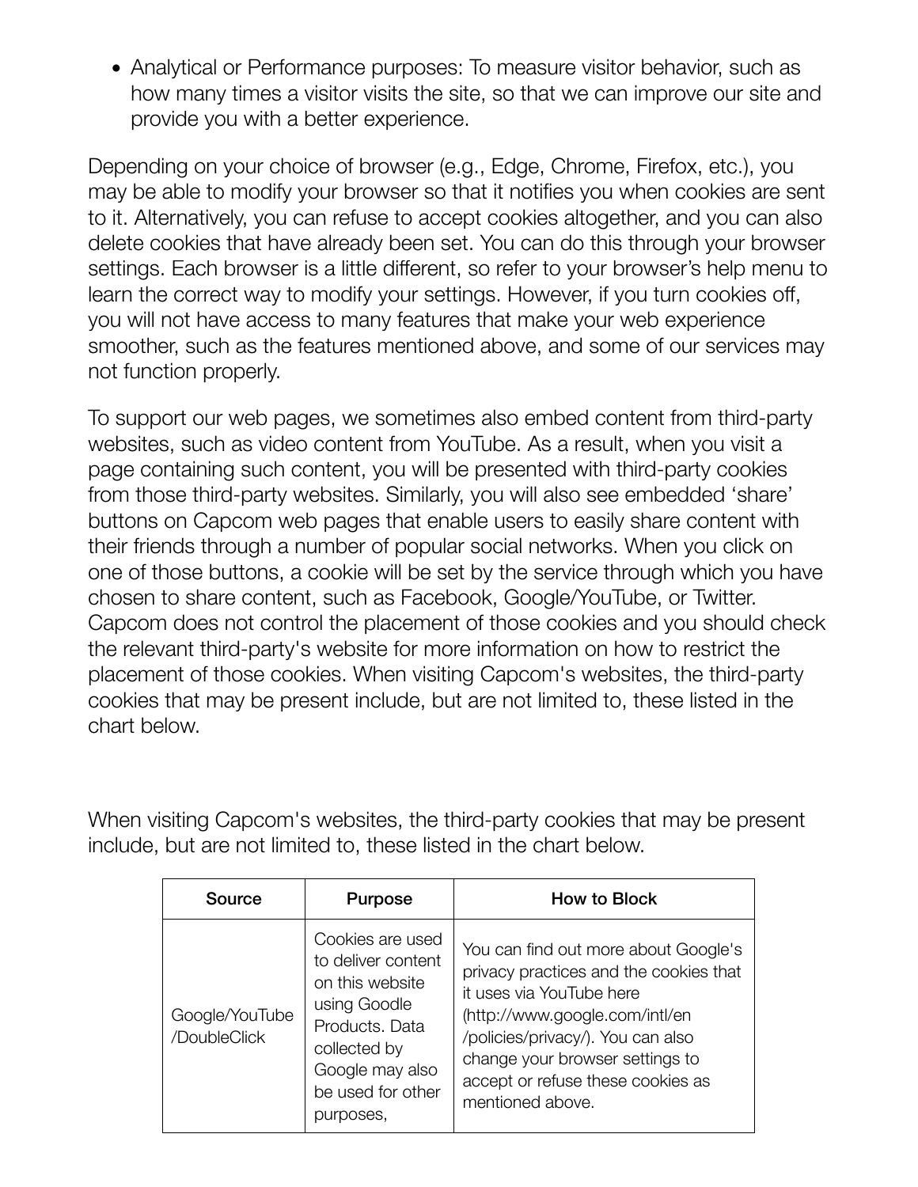- Analytical or Performance purposes: To measure visitor behavior, such as how many times a visitor visits the site, so that we can improve our site and provide you with a better experience.

Depending on your choice of browser (e.g., Edge, Chrome, Firefox, etc.), you may be able to modify your browser so that it notifies you when cookies are sent to it. Alternatively, you can refuse to accept cookies altogether, and you can also delete cookies that have already been set. You can do this through your browser settings. Each browser is a little different, so refer to your browser's help menu to learn the correct way to modify your settings. However, if you turn cookies off, you will not have access to many features that make your web experience smoother, such as the features mentioned above, and some of our services may not function properly.

To support our web pages, we sometimes also embed content from third-party websites, such as video content from YouTube. As a result, when you visit a page containing such content, you will be presented with third-party cookies from those third-party websites. Similarly, you will also see embedded 'share' buttons on Capcom web pages that enable users to easily share content with their friends through a number of popular social networks. When you click on one of those buttons, a cookie will be set by the service through which you have chosen to share content, such as Facebook, Google/YouTube, or Twitter. Capcom does not control the placement of those cookies and you should check the relevant third-party's website for more information on how to restrict the placement of those cookies. When visiting Capcom's websites, the third-party cookies that may be present include, but are not limited to, these listed in the chart below.

When visiting Capcom's websites, the third-party cookies that may be present include, but are not limited to, these listed in the chart below.

| Source | Purpose | How to Block |
| --- | --- | --- |
| Google/YouTube /DoubleClick | Cookies are used to deliver content on this website using Goodle Products. Data collected by Google may also be used for other purposes, | You can find out more about Google's privacy practices and the cookies that it uses via YouTube here (http://www.google.com/intl/en /policies/privacy/). You can also change your browser settings to accept or refuse these cookies as mentioned above. |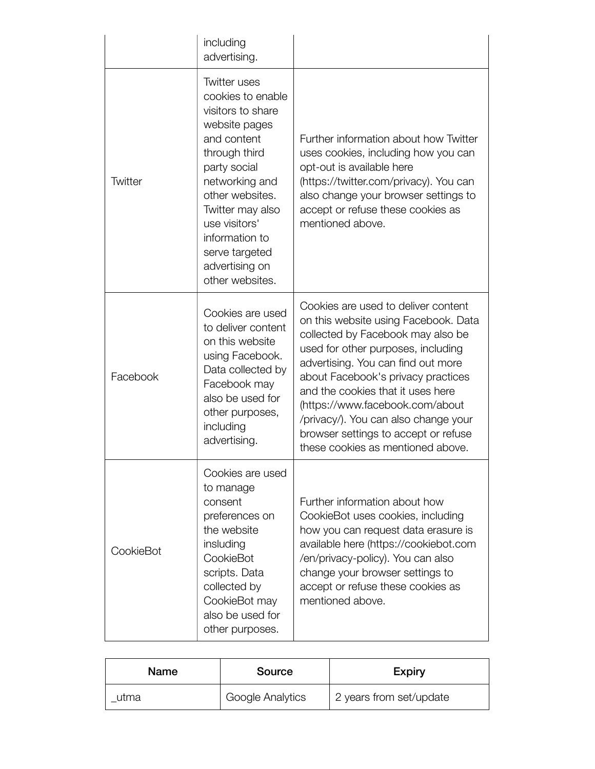|  | including advertising. |  |
| --- | --- | --- |
| Twitter | Twitter uses cookies to enable visitors to share website pages and content through third party social networking and other websites. Twitter may also use visitors' information to serve targeted advertising on other websites. | Further information about how Twitter uses cookies, including how you can opt-out is available here (https://twitter.com/privacy). You can also change your browser settings to accept or refuse these cookies as mentioned above. |
| Facebook | Cookies are used to deliver content on this website using Facebook. Data collected by Facebook may also be used for other purposes, including advertising. | Cookies are used to deliver content on this website using Facebook. Data collected by Facebook may also be used for other purposes, including advertising. You can find out more about Facebook's privacy practices and the cookies that it uses here (https://www.facebook.com/about/privacy/). You can also change your browser settings to accept or refuse these cookies as mentioned above. |
| CookieBot | Cookies are used to manage consent preferences on the website insluding CookieBot scripts. Data collected by CookieBot may also be used for other purposes. | Further information about how CookieBot uses cookies, including how you can request data erasure is available here (https://cookiebot.com/en/privacy-policy). You can also change your browser settings to accept or refuse these cookies as mentioned above. |

| Name | Source | Expiry |
| --- | --- | --- |
| _utma | Google Analytics | 2 years from set/update |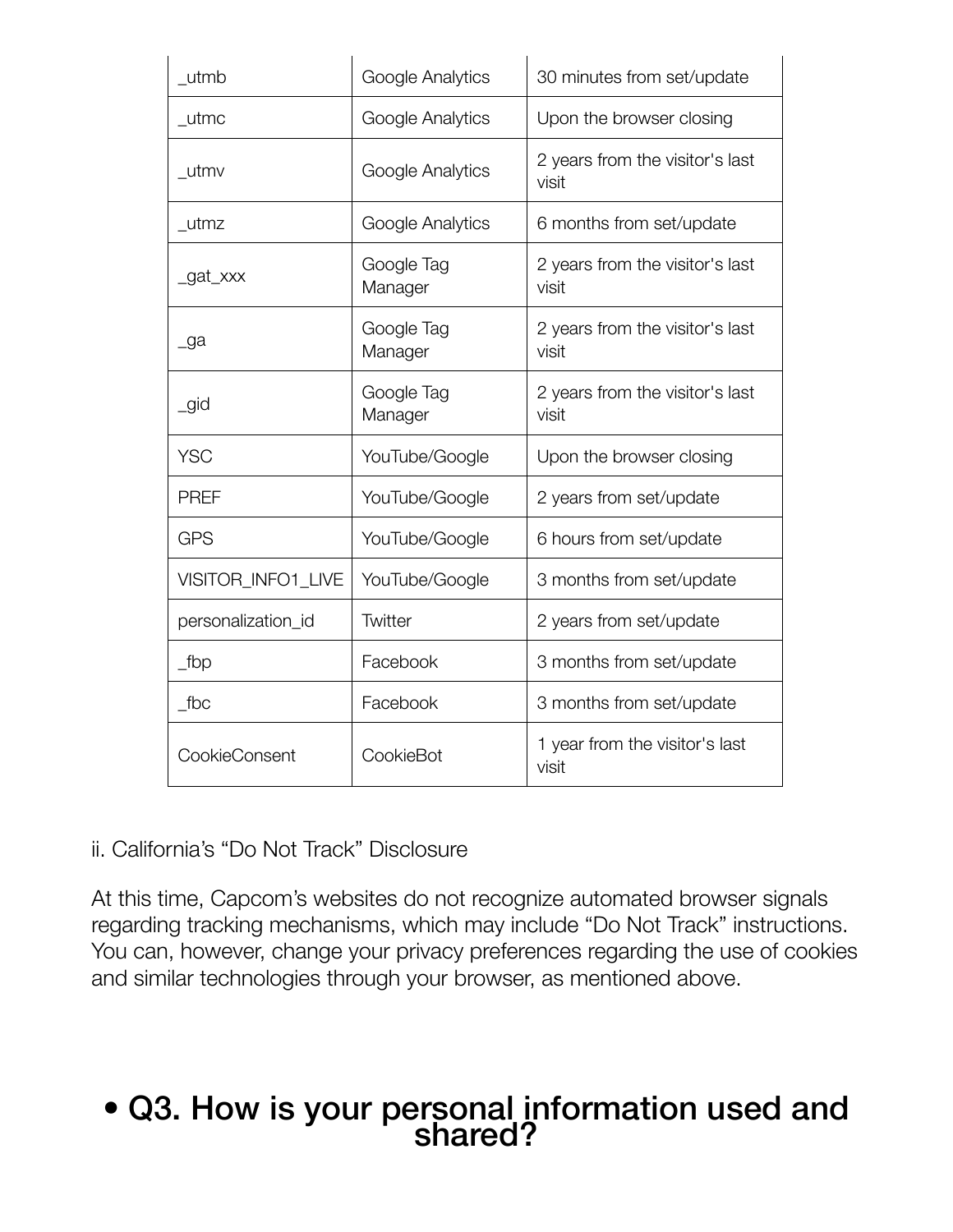| | | |
|---|---|---|
| _utmb | Google Analytics | 30 minutes from set/update |
| _utmc | Google Analytics | Upon the browser closing |
| _utmv | Google Analytics | 2 years from the visitor's last visit |
| _utmz | Google Analytics | 6 months from set/update |
| _gat_xxx | Google Tag Manager | 2 years from the visitor's last visit |
| _ga | Google Tag Manager | 2 years from the visitor's last visit |
| _gid | Google Tag Manager | 2 years from the visitor's last visit |
| YSC | YouTube/Google | Upon the browser closing |
| PREF | YouTube/Google | 2 years from set/update |
| GPS | YouTube/Google | 6 hours from set/update |
| VISITOR_INFO1_LIVE | YouTube/Google | 3 months from set/update |
| personalization_id | Twitter | 2 years from set/update |
| _fbp | Facebook | 3 months from set/update |
| _fbc | Facebook | 3 months from set/update |
| CookieConsent | CookieBot | 1 year from the visitor's last visit |

ii. California's "Do Not Track" Disclosure

At this time, Capcom's websites do not recognize automated browser signals regarding tracking mechanisms, which may include "Do Not Track" instructions. You can, however, change your privacy preferences regarding the use of cookies and similar technologies through your browser, as mentioned above.

## • Q3. How is your personal information used and shared?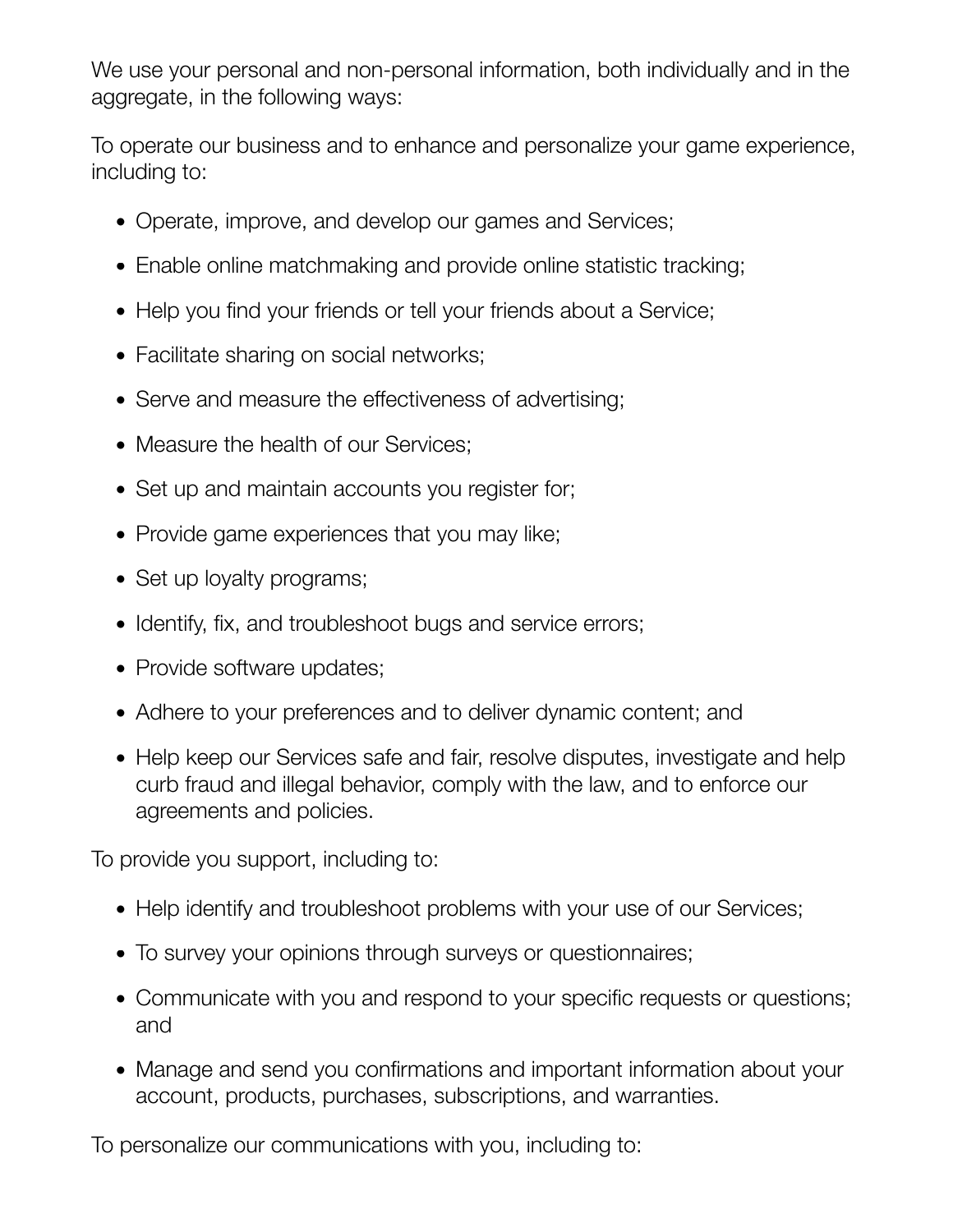We use your personal and non-personal information, both individually and in the aggregate, in the following ways:

To operate our business and to enhance and personalize your game experience, including to:

- Operate, improve, and develop our games and Services;
- Enable online matchmaking and provide online statistic tracking;
- Help you find your friends or tell your friends about a Service;
- Facilitate sharing on social networks;
- Serve and measure the effectiveness of advertising;
- Measure the health of our Services;
- Set up and maintain accounts you register for;
- Provide game experiences that you may like;
- Set up loyalty programs;
- Identify, fix, and troubleshoot bugs and service errors;
- Provide software updates;
- Adhere to your preferences and to deliver dynamic content; and
- Help keep our Services safe and fair, resolve disputes, investigate and help curb fraud and illegal behavior, comply with the law, and to enforce our agreements and policies.

To provide you support, including to:

- Help identify and troubleshoot problems with your use of our Services;
- To survey your opinions through surveys or questionnaires;
- Communicate with you and respond to your specific requests or questions; and
- Manage and send you confirmations and important information about your account, products, purchases, subscriptions, and warranties.

To personalize our communications with you, including to: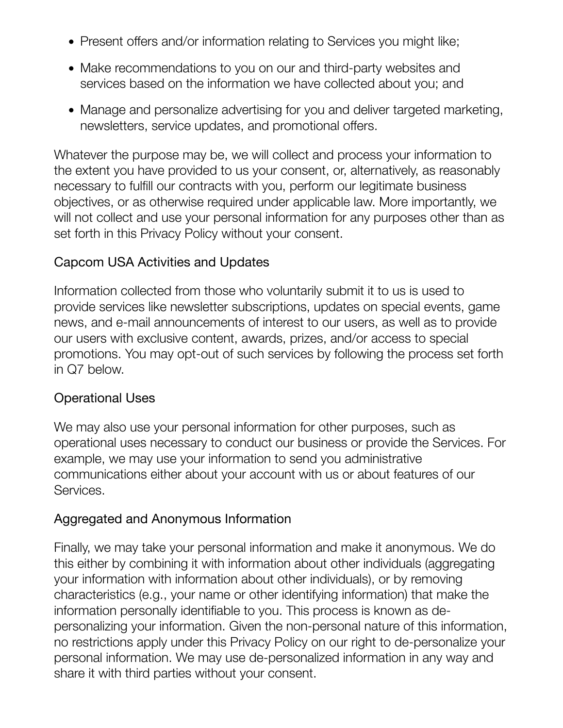- Present offers and/or information relating to Services you might like;
- Make recommendations to you on our and third-party websites and services based on the information we have collected about you; and
- Manage and personalize advertising for you and deliver targeted marketing, newsletters, service updates, and promotional offers.

Whatever the purpose may be, we will collect and process your information to the extent you have provided to us your consent, or, alternatively, as reasonably necessary to fulfill our contracts with you, perform our legitimate business objectives, or as otherwise required under applicable law. More importantly, we will not collect and use your personal information for any purposes other than as set forth in this Privacy Policy without your consent.

### Capcom USA Activities and Updates

Information collected from those who voluntarily submit it to us is used to provide services like newsletter subscriptions, updates on special events, game news, and e-mail announcements of interest to our users, as well as to provide our users with exclusive content, awards, prizes, and/or access to special promotions. You may opt-out of such services by following the process set forth in Q7 below.

### Operational Uses

We may also use your personal information for other purposes, such as operational uses necessary to conduct our business or provide the Services. For example, we may use your information to send you administrative communications either about your account with us or about features of our Services.

### Aggregated and Anonymous Information

Finally, we may take your personal information and make it anonymous. We do this either by combining it with information about other individuals (aggregating your information with information about other individuals), or by removing characteristics (e.g., your name or other identifying information) that make the information personally identifiable to you. This process is known as de-personalizing your information. Given the non-personal nature of this information, no restrictions apply under this Privacy Policy on our right to de-personalize your personal information. We may use de-personalized information in any way and share it with third parties without your consent.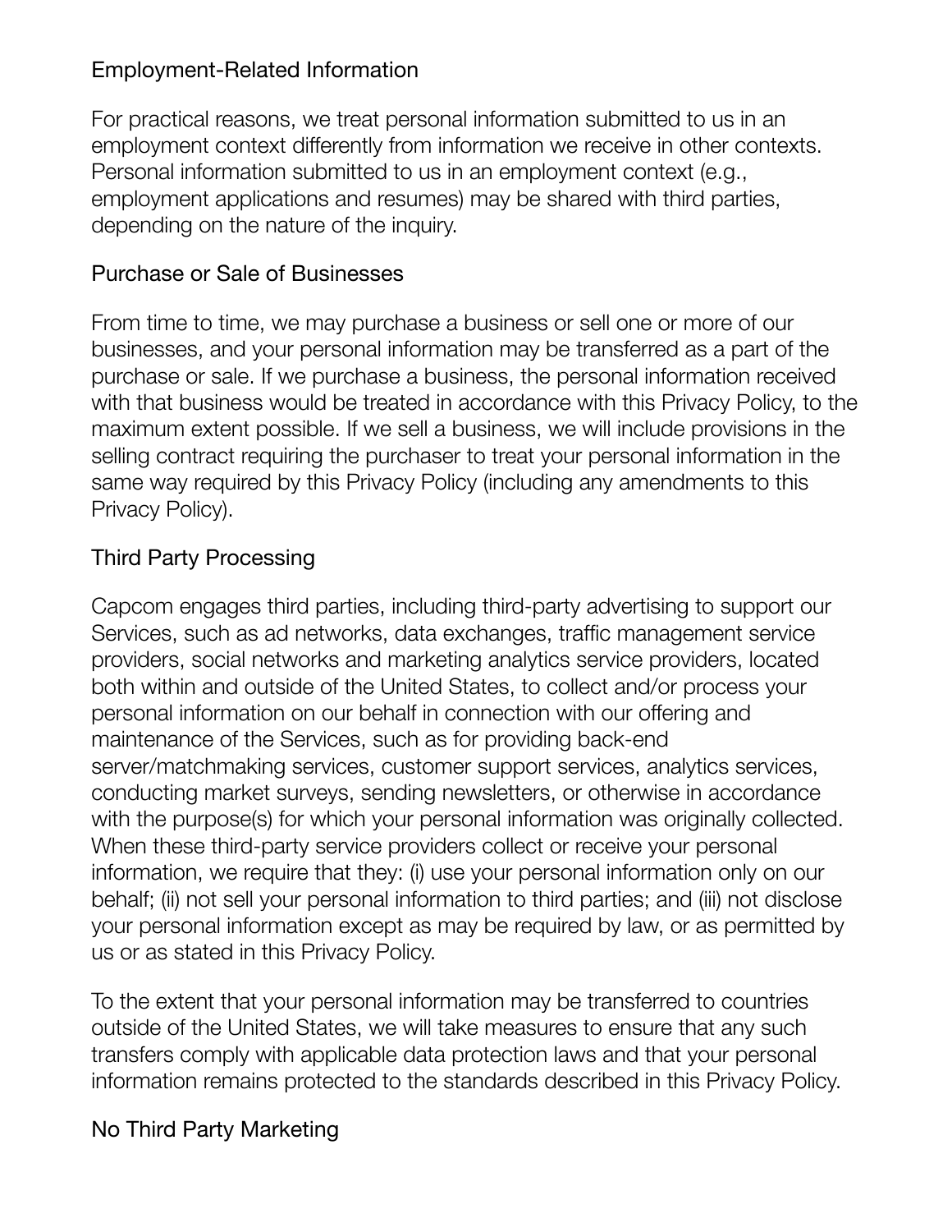## Employment-Related Information

For practical reasons, we treat personal information submitted to us in an employment context differently from information we receive in other contexts. Personal information submitted to us in an employment context (e.g., employment applications and resumes) may be shared with third parties, depending on the nature of the inquiry.

## Purchase or Sale of Businesses

From time to time, we may purchase a business or sell one or more of our businesses, and your personal information may be transferred as a part of the purchase or sale. If we purchase a business, the personal information received with that business would be treated in accordance with this Privacy Policy, to the maximum extent possible. If we sell a business, we will include provisions in the selling contract requiring the purchaser to treat your personal information in the same way required by this Privacy Policy (including any amendments to this Privacy Policy).

## Third Party Processing

Capcom engages third parties, including third-party advertising to support our Services, such as ad networks, data exchanges, traffic management service providers, social networks and marketing analytics service providers, located both within and outside of the United States, to collect and/or process your personal information on our behalf in connection with our offering and maintenance of the Services, such as for providing back-end server/matchmaking services, customer support services, analytics services, conducting market surveys, sending newsletters, or otherwise in accordance with the purpose(s) for which your personal information was originally collected. When these third-party service providers collect or receive your personal information, we require that they: (i) use your personal information only on our behalf; (ii) not sell your personal information to third parties; and (iii) not disclose your personal information except as may be required by law, or as permitted by us or as stated in this Privacy Policy.

To the extent that your personal information may be transferred to countries outside of the United States, we will take measures to ensure that any such transfers comply with applicable data protection laws and that your personal information remains protected to the standards described in this Privacy Policy.

## No Third Party Marketing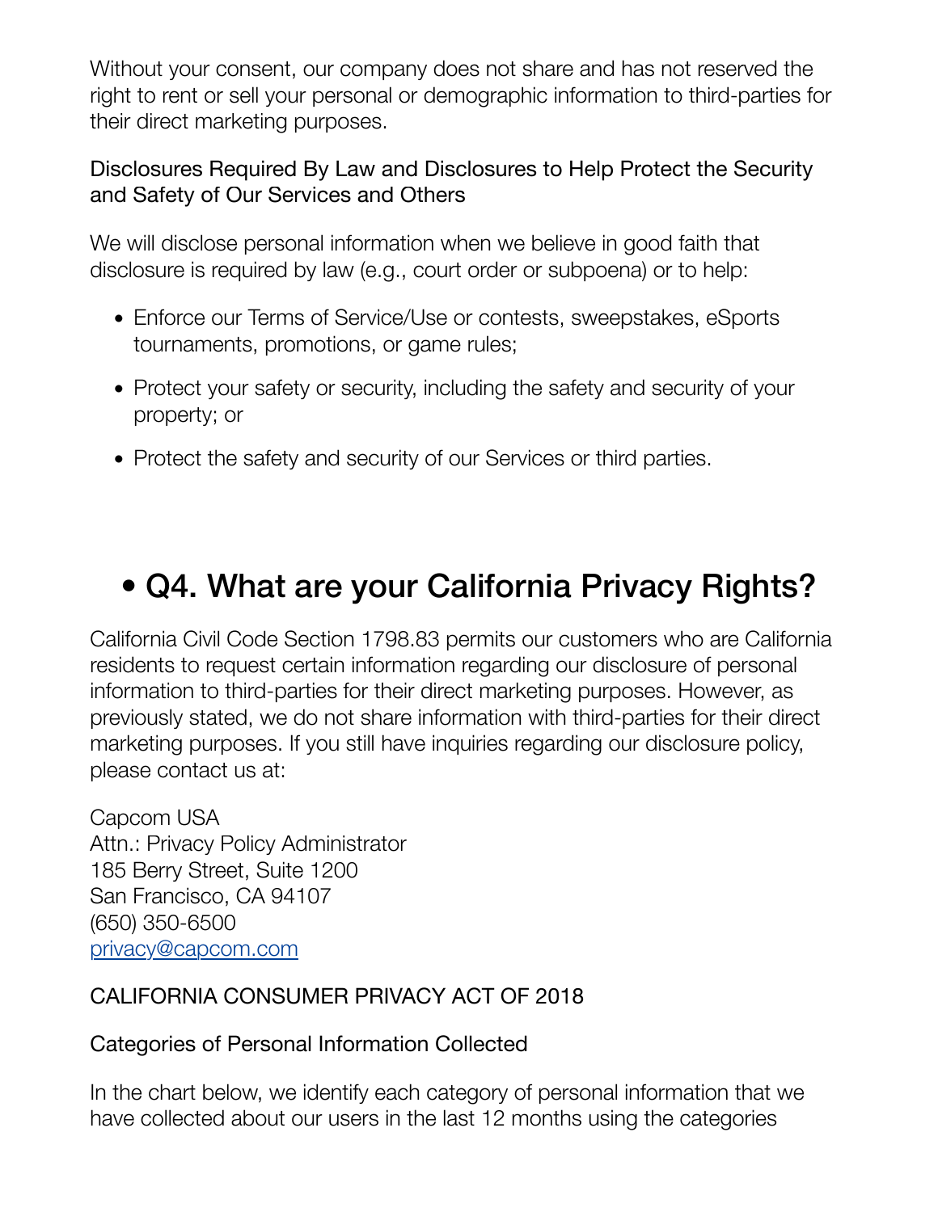Without your consent, our company does not share and has not reserved the right to rent or sell your personal or demographic information to third-parties for their direct marketing purposes.

### Disclosures Required By Law and Disclosures to Help Protect the Security and Safety of Our Services and Others

We will disclose personal information when we believe in good faith that disclosure is required by law (e.g., court order or subpoena) or to help:

- Enforce our Terms of Service/Use or contests, sweepstakes, eSports tournaments, promotions, or game rules;
- Protect your safety or security, including the safety and security of your property; or
- Protect the safety and security of our Services or third parties.

## • Q4. What are your California Privacy Rights?

California Civil Code Section 1798.83 permits our customers who are California residents to request certain information regarding our disclosure of personal information to third-parties for their direct marketing purposes. However, as previously stated, we do not share information with third-parties for their direct marketing purposes. If you still have inquiries regarding our disclosure policy, please contact us at:

Capcom USA
Attn.: Privacy Policy Administrator
185 Berry Street, Suite 1200
San Francisco, CA 94107
(650) 350-6500
[privacy@capcom.com](mailto:privacy@capcom.com)

### CALIFORNIA CONSUMER PRIVACY ACT OF 2018

### Categories of Personal Information Collected

In the chart below, we identify each category of personal information that we have collected about our users in the last 12 months using the categories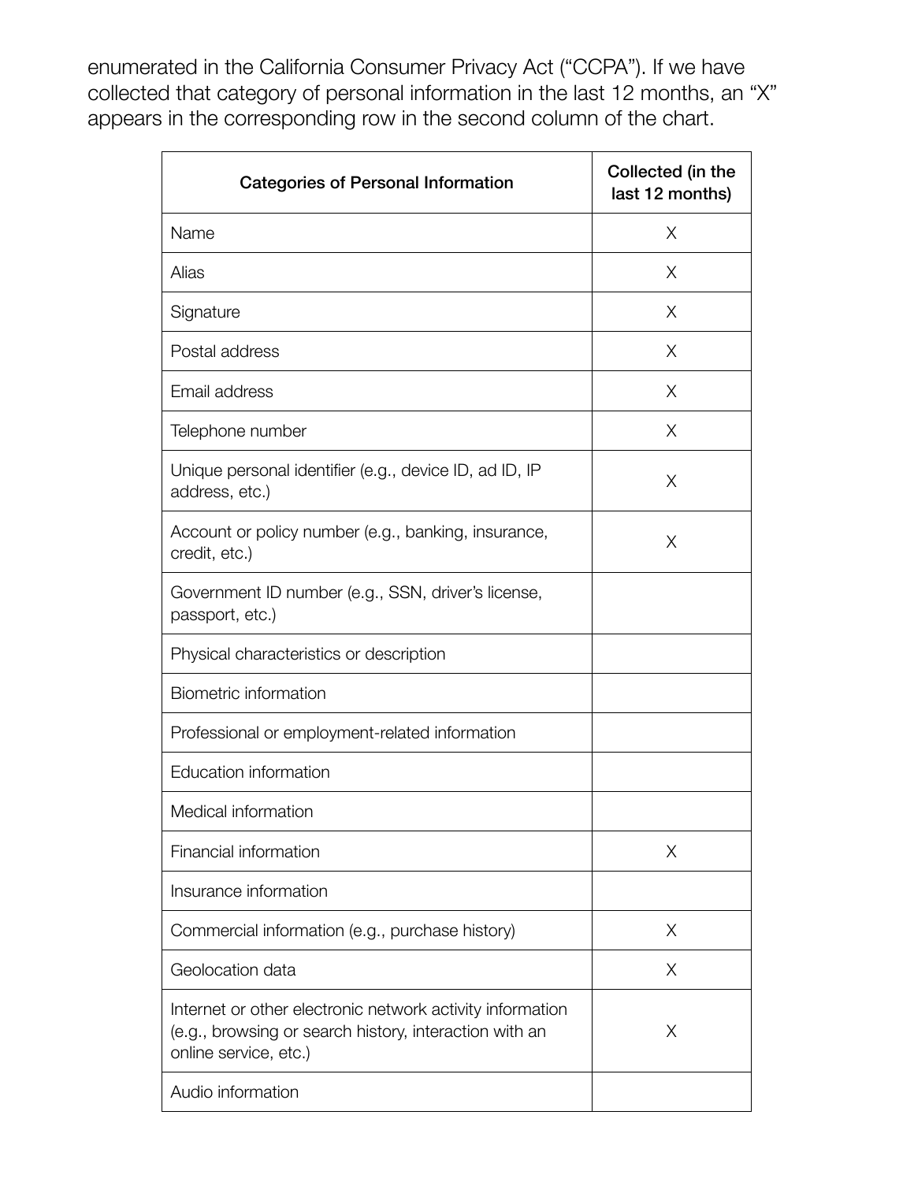enumerated in the California Consumer Privacy Act ("CCPA"). If we have collected that category of personal information in the last 12 months, an "X" appears in the corresponding row in the second column of the chart.

| Categories of Personal Information | Collected (in the last 12 months) |
| --- | --- |
| Name | X |
| Alias | X |
| Signature | X |
| Postal address | X |
| Email address | X |
| Telephone number | X |
| Unique personal identifier (e.g., device ID, ad ID, IP address, etc.) | X |
| Account or policy number (e.g., banking, insurance, credit, etc.) | X |
| Government ID number (e.g., SSN, driver's license, passport, etc.) | |
| Physical characteristics or description | |
| Biometric information | |
| Professional or employment-related information | |
| Education information | |
| Medical information | |
| Financial information | X |
| Insurance information | |
| Commercial information (e.g., purchase history) | X |
| Geolocation data | X |
| Internet or other electronic network activity information (e.g., browsing or search history, interaction with an online service, etc.) | X |
| Audio information | |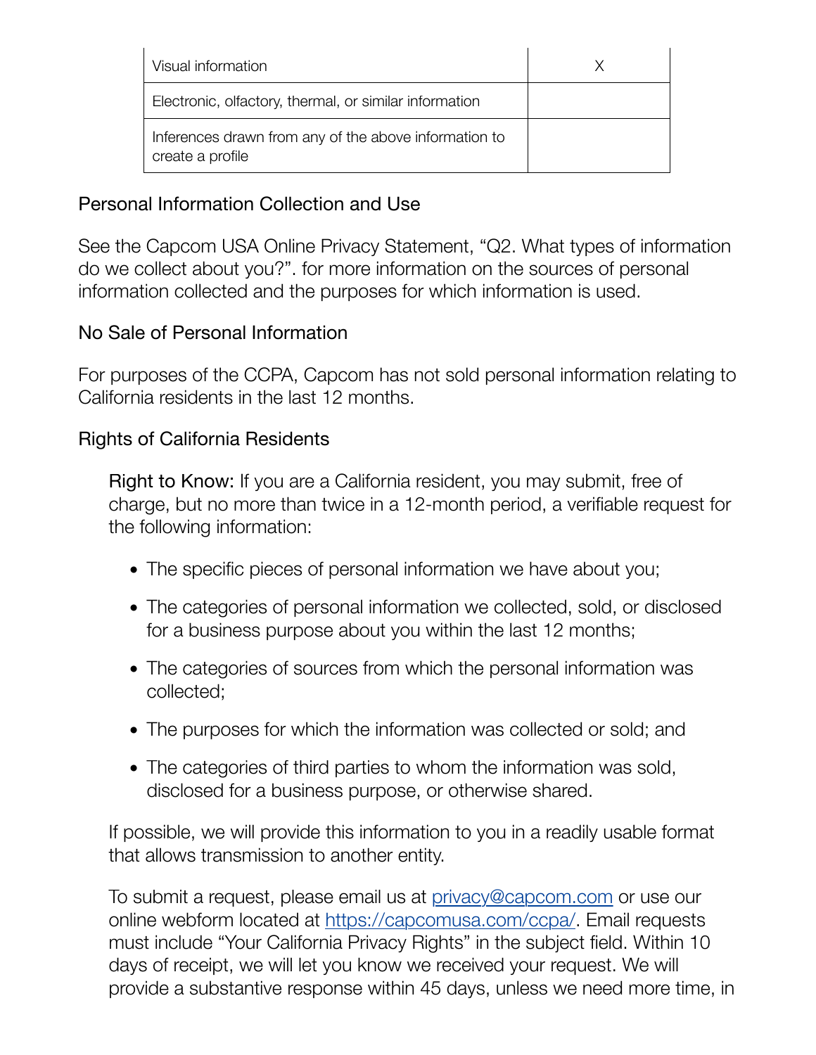| | |
|---|---|
| Visual information | X |
| Electronic, olfactory, thermal, or similar information | |
| Inferences drawn from any of the above information to create a profile | |

## Personal Information Collection and Use

See the Capcom USA Online Privacy Statement, "Q2. What types of information do we collect about you?". for more information on the sources of personal information collected and the purposes for which information is used.

## No Sale of Personal Information

For purposes of the CCPA, Capcom has not sold personal information relating to California residents in the last 12 months.

## Rights of California Residents

Right to Know: If you are a California resident, you may submit, free of charge, but no more than twice in a 12-month period, a verifiable request for the following information:

- The specific pieces of personal information we have about you;
- The categories of personal information we collected, sold, or disclosed for a business purpose about you within the last 12 months;
- The categories of sources from which the personal information was collected;
- The purposes for which the information was collected or sold; and
- The categories of third parties to whom the information was sold, disclosed for a business purpose, or otherwise shared.

If possible, we will provide this information to you in a readily usable format that allows transmission to another entity.

To submit a request, please email us at [privacy@capcom.com](mailto:privacy@capcom.com) or use our online webform located at [https://capcomusa.com/ccpa/](https://capcomusa.com/ccpa/). Email requests must include "Your California Privacy Rights" in the subject field. Within 10 days of receipt, we will let you know we received your request. We will provide a substantive response within 45 days, unless we need more time, in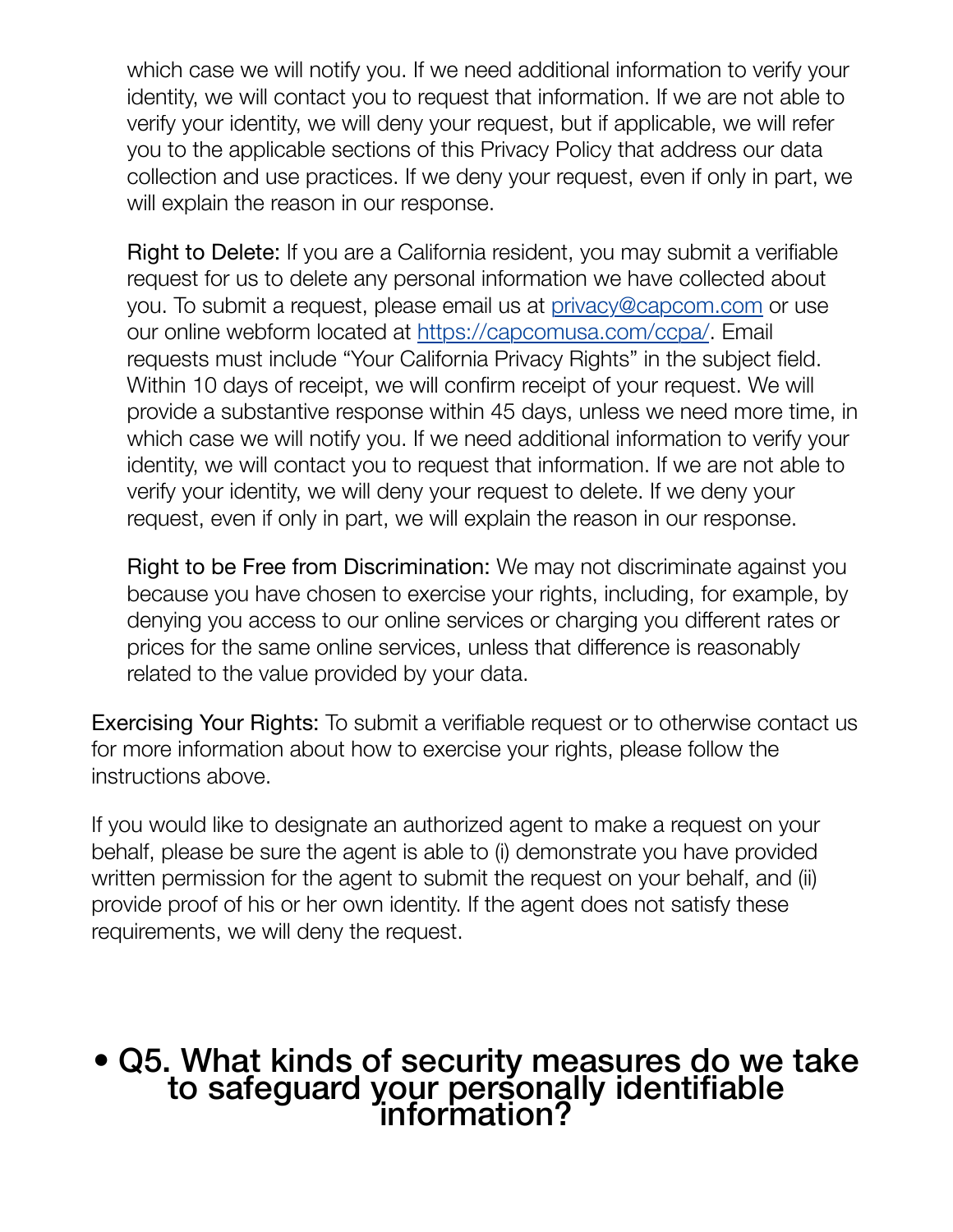which case we will notify you. If we need additional information to verify your identity, we will contact you to request that information. If we are not able to verify your identity, we will deny your request, but if applicable, we will refer you to the applicable sections of this Privacy Policy that address our data collection and use practices. If we deny your request, even if only in part, we will explain the reason in our response.

Right to Delete: If you are a California resident, you may submit a verifiable request for us to delete any personal information we have collected about you. To submit a request, please email us at [privacy@capcom.com](mailto:privacy@capcom.com) or use our online webform located at [https://capcomusa.com/ccpa/](https://capcomusa.com/ccpa/). Email requests must include "Your California Privacy Rights" in the subject field. Within 10 days of receipt, we will confirm receipt of your request. We will provide a substantive response within 45 days, unless we need more time, in which case we will notify you. If we need additional information to verify your identity, we will contact you to request that information. If we are not able to verify your identity, we will deny your request to delete. If we deny your request, even if only in part, we will explain the reason in our response.

Right to be Free from Discrimination: We may not discriminate against you because you have chosen to exercise your rights, including, for example, by denying you access to our online services or charging you different rates or prices for the same online services, unless that difference is reasonably related to the value provided by your data.

Exercising Your Rights: To submit a verifiable request or to otherwise contact us for more information about how to exercise your rights, please follow the instructions above.

If you would like to designate an authorized agent to make a request on your behalf, please be sure the agent is able to (i) demonstrate you have provided written permission for the agent to submit the request on your behalf, and (ii) provide proof of his or her own identity. If the agent does not satisfy these requirements, we will deny the request.

## • Q5. What kinds of security measures do we take to safeguard your personally identifiable information?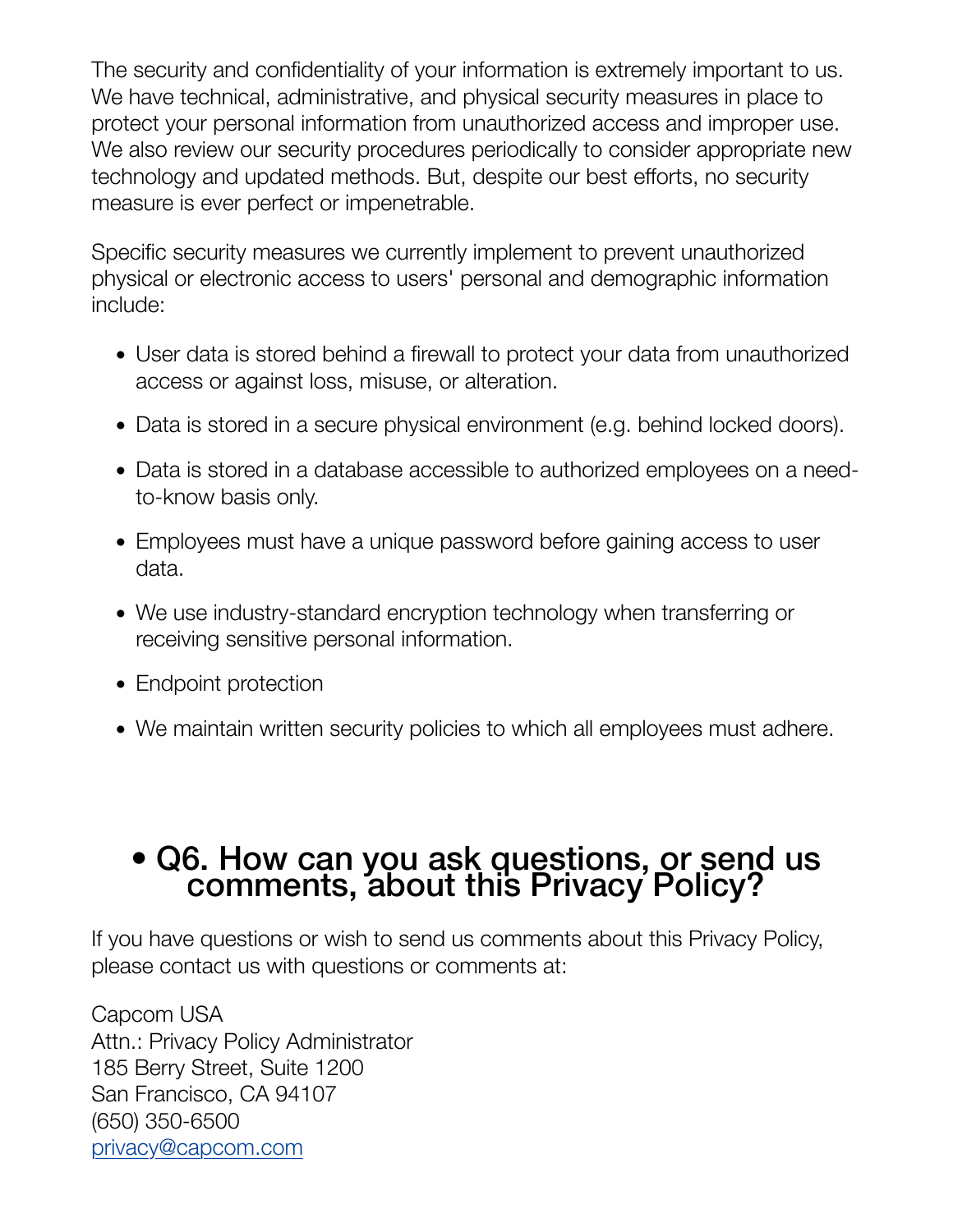The security and confidentiality of your information is extremely important to us. We have technical, administrative, and physical security measures in place to protect your personal information from unauthorized access and improper use. We also review our security procedures periodically to consider appropriate new technology and updated methods. But, despite our best efforts, no security measure is ever perfect or impenetrable.

Specific security measures we currently implement to prevent unauthorized physical or electronic access to users' personal and demographic information include:

- User data is stored behind a firewall to protect your data from unauthorized access or against loss, misuse, or alteration.
- Data is stored in a secure physical environment (e.g. behind locked doors).
- Data is stored in a database accessible to authorized employees on a need-to-know basis only.
- Employees must have a unique password before gaining access to user data.
- We use industry-standard encryption technology when transferring or receiving sensitive personal information.
- Endpoint protection
- We maintain written security policies to which all employees must adhere.

## • Q6. How can you ask questions, or send us comments, about this Privacy Policy?

If you have questions or wish to send us comments about this Privacy Policy, please contact us with questions or comments at:

Capcom USA
Attn.: Privacy Policy Administrator
185 Berry Street, Suite 1200
San Francisco, CA 94107
(650) 350-6500
privacy@capcom.com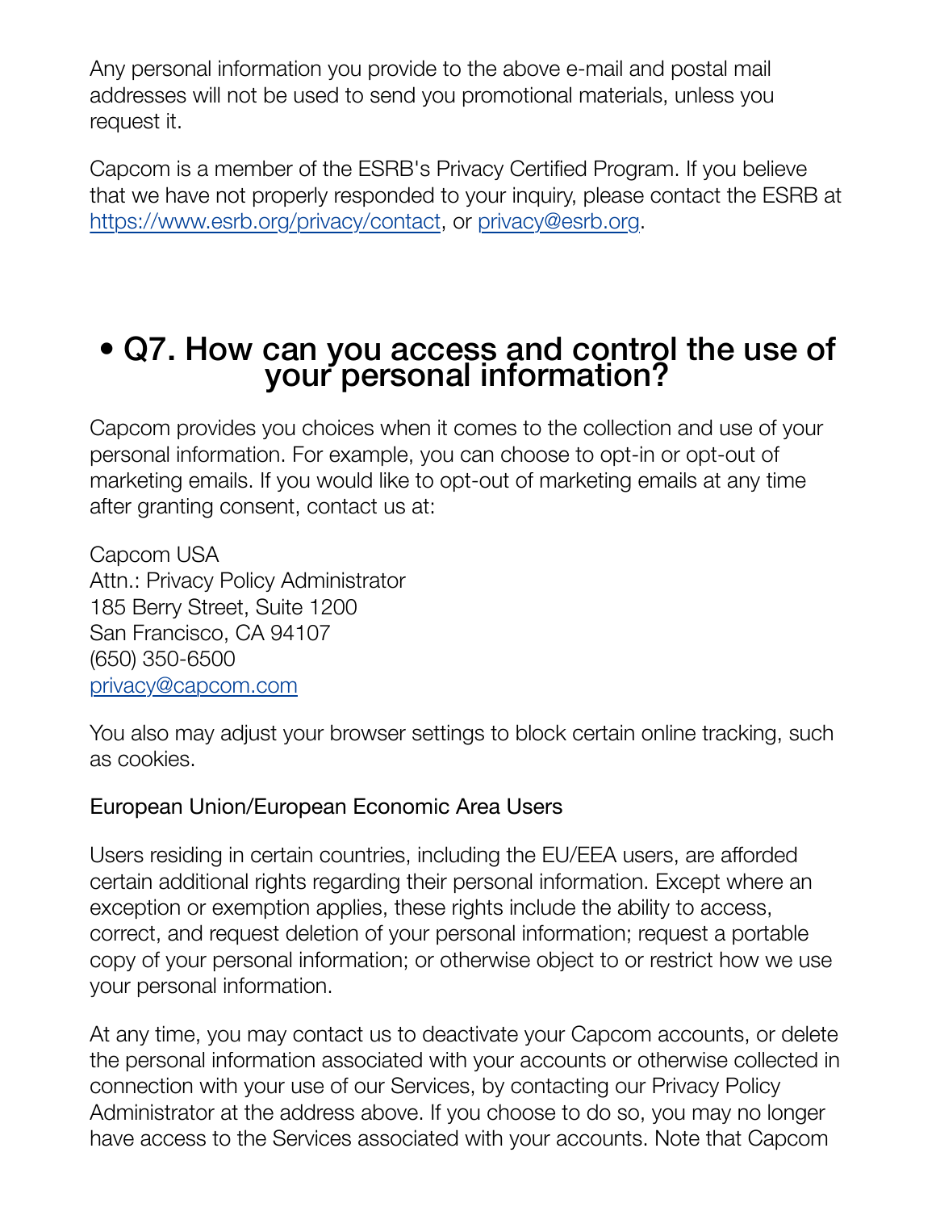Any personal information you provide to the above e-mail and postal mail addresses will not be used to send you promotional materials, unless you request it.

Capcom is a member of the ESRB's Privacy Certified Program. If you believe that we have not properly responded to your inquiry, please contact the ESRB at [https://www.esrb.org/privacy/contact](https://www.esrb.org/privacy/contact), or [privacy@esrb.org](mailto:privacy@esrb.org).

## • Q7. How can you access and control the use of your personal information?

Capcom provides you choices when it comes to the collection and use of your personal information. For example, you can choose to opt-in or opt-out of marketing emails. If you would like to opt-out of marketing emails at any time after granting consent, contact us at:

Capcom USA
Attn.: Privacy Policy Administrator
185 Berry Street, Suite 1200
San Francisco, CA 94107
(650) 350-6500
[privacy@capcom.com](mailto:privacy@capcom.com)

You also may adjust your browser settings to block certain online tracking, such as cookies.

European Union/European Economic Area Users

Users residing in certain countries, including the EU/EEA users, are afforded certain additional rights regarding their personal information. Except where an exception or exemption applies, these rights include the ability to access, correct, and request deletion of your personal information; request a portable copy of your personal information; or otherwise object to or restrict how we use your personal information.

At any time, you may contact us to deactivate your Capcom accounts, or delete the personal information associated with your accounts or otherwise collected in connection with your use of our Services, by contacting our Privacy Policy Administrator at the address above. If you choose to do so, you may no longer have access to the Services associated with your accounts. Note that Capcom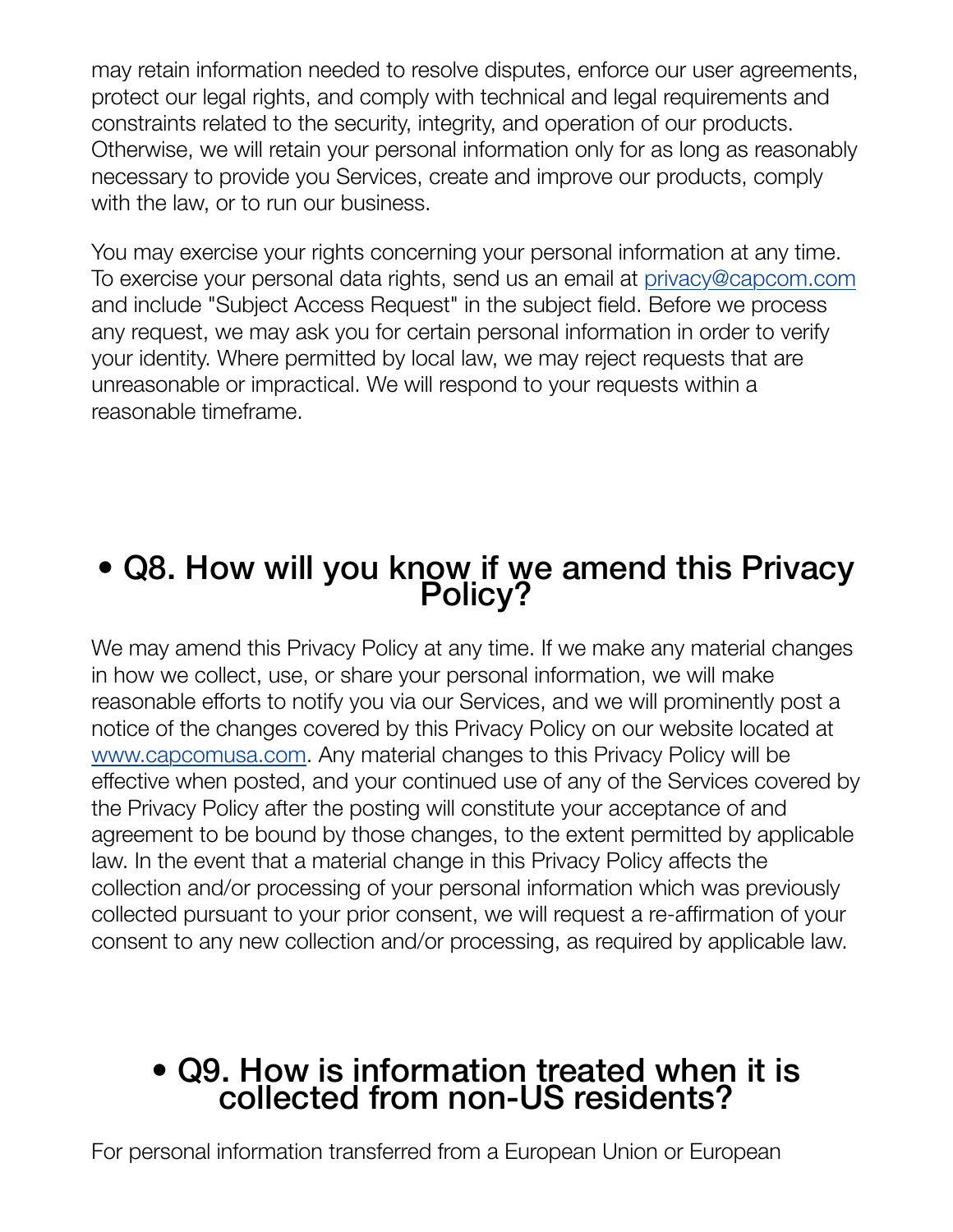may retain information needed to resolve disputes, enforce our user agreements, protect our legal rights, and comply with technical and legal requirements and constraints related to the security, integrity, and operation of our products. Otherwise, we will retain your personal information only for as long as reasonably necessary to provide you Services, create and improve our products, comply with the law, or to run our business.

You may exercise your rights concerning your personal information at any time. To exercise your personal data rights, send us an email at [privacy@capcom.com](mailto:privacy@capcom.com) and include "Subject Access Request" in the subject field. Before we process any request, we may ask you for certain personal information in order to verify your identity. Where permitted by local law, we may reject requests that are unreasonable or impractical. We will respond to your requests within a reasonable timeframe.

## • Q8. How will you know if we amend this Privacy Policy?

We may amend this Privacy Policy at any time. If we make any material changes in how we collect, use, or share your personal information, we will make reasonable efforts to notify you via our Services, and we will prominently post a notice of the changes covered by this Privacy Policy on our website located at [www.capcomusa.com](http://www.capcomusa.com). Any material changes to this Privacy Policy will be effective when posted, and your continued use of any of the Services covered by the Privacy Policy after the posting will constitute your acceptance of and agreement to be bound by those changes, to the extent permitted by applicable law. In the event that a material change in this Privacy Policy affects the collection and/or processing of your personal information which was previously collected pursuant to your prior consent, we will request a re-affirmation of your consent to any new collection and/or processing, as required by applicable law.

## • Q9. How is information treated when it is collected from non-US residents?

For personal information transferred from a European Union or European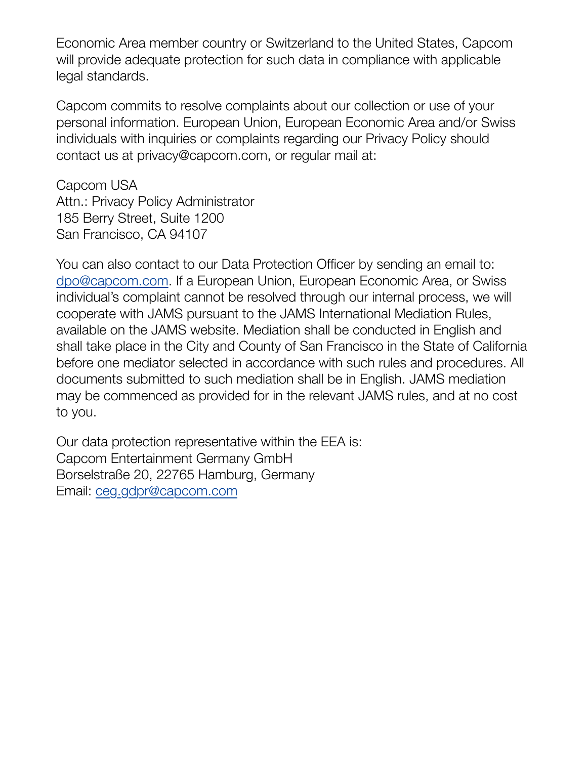Economic Area member country or Switzerland to the United States, Capcom will provide adequate protection for such data in compliance with applicable legal standards.

Capcom commits to resolve complaints about our collection or use of your personal information. European Union, European Economic Area and/or Swiss individuals with inquiries or complaints regarding our Privacy Policy should contact us at privacy@capcom.com, or regular mail at:

Capcom USA  
Attn.: Privacy Policy Administrator  
185 Berry Street, Suite 1200  
San Francisco, CA 94107

You can also contact to our Data Protection Officer by sending an email to: dpo@capcom.com. If a European Union, European Economic Area, or Swiss individual's complaint cannot be resolved through our internal process, we will cooperate with JAMS pursuant to the JAMS International Mediation Rules, available on the JAMS website. Mediation shall be conducted in English and shall take place in the City and County of San Francisco in the State of California before one mediator selected in accordance with such rules and procedures. All documents submitted to such mediation shall be in English. JAMS mediation may be commenced as provided for in the relevant JAMS rules, and at no cost to you.

Our data protection representative within the EEA is:  
Capcom Entertainment Germany GmbH  
Borselstraße 20, 22765 Hamburg, Germany  
Email: ceg.gdpr@capcom.com